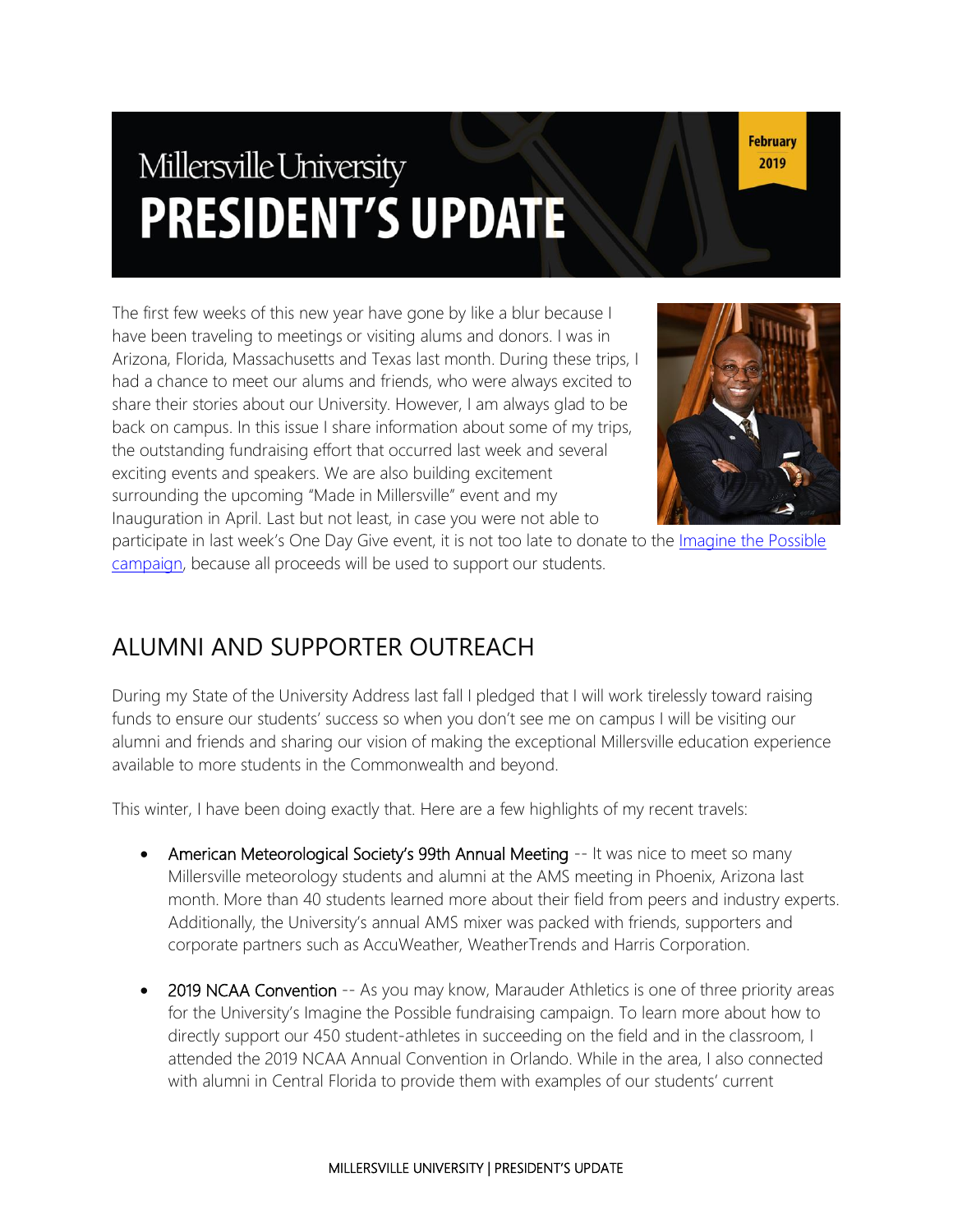Millersville University

# PRESIDENT'S UPDATE

February 2019

The first few weeks of this new year have gone by like a blur because I have been traveling to meetings or visiting alums and donors. I was in Arizona, Florida, Massachusetts and Texas last month. During these trips, I had a chance to meet our alums and friends, who were always excited to share their stories about our University. However, I am always glad to be back on campus. In this issue I share information about some of my trips, the outstanding fundraising effort that occurred last week and several exciting events and speakers. We are also building excitement surrounding the upcoming "Made in Millersville" event and my Inauguration in April. Last but not least, in case you were not able to participate in last week's One Day Give event, it is not too late to donate to the Imagine the Possible campaign, because all proceeds will be used to support our students.

## ALUMNI AND SUPPORTER OUTREACH

During my State of the University Address last fall I pledged that I will work tirelessly toward raising funds to ensure our students' success so when you don't see me on campus I will be visiting our alumni and friends and sharing our vision of making the exceptional Millersville education experience available to more students in the Commonwealth and beyond.

This winter, I have been doing exactly that. Here are a few highlights of my recent travels:

- American Meteorological Society's 99th Annual Meeting -- It was nice to meet so many Millersville meteorology students and alumni at the AMS meeting in Phoenix, Arizona last month. More than 40 students learned more about their field from peers and industry experts. Additionally, the University's annual AMS mixer was packed with friends, supporters and corporate partners such as AccuWeather, WeatherTrends and Harris Corporation.

- 2019 NCAA Convention -- As you may know, Marauder Athletics is one of three priority areas for the University's Imagine the Possible fundraising campaign. To learn more about how to directly support our 450 student-athletes in succeeding on the field and in the classroom, I attended the 2019 NCAA Annual Convention in Orlando. While in the area, I also connected with alumni in Central Florida to provide them with examples of our students' current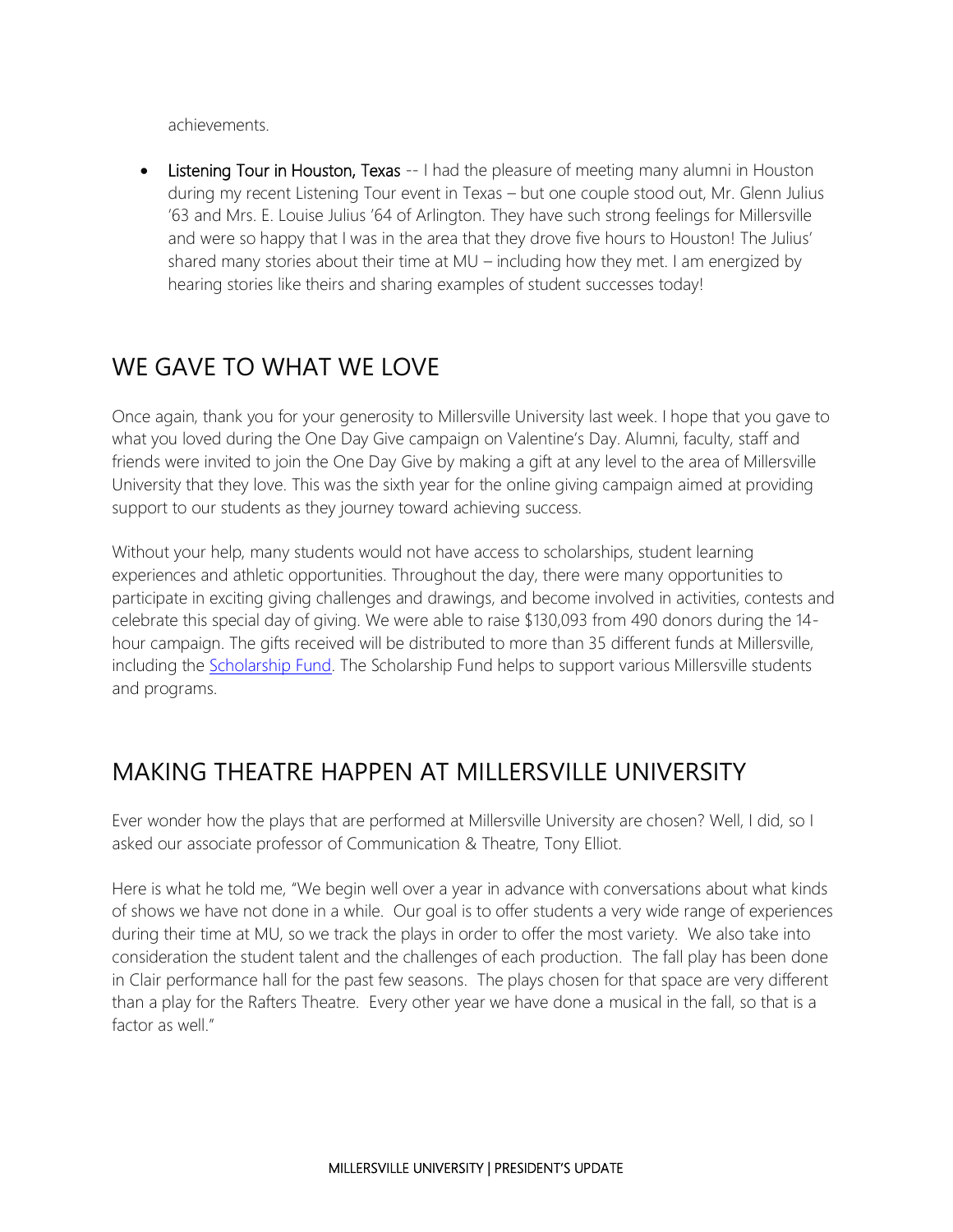achievements.

- **Listening Tour in Houston, Texas** -- I had the pleasure of meeting many alumni in Houston during my recent Listening Tour event in Texas – but one couple stood out, Mr. Glenn Julius '63 and Mrs. E. Louise Julius '64 of Arlington. They have such strong feelings for Millersville and were so happy that I was in the area that they drove five hours to Houston! The Julius' shared many stories about their time at MU – including how they met. I am energized by hearing stories like theirs and sharing examples of student successes today!

## WE GAVE TO WHAT WE LOVE

Once again, thank you for your generosity to Millersville University last week. I hope that you gave to what you loved during the One Day Give campaign on Valentine's Day. Alumni, faculty, staff and friends were invited to join the One Day Give by making a gift at any level to the area of Millersville University that they love. This was the sixth year for the online giving campaign aimed at providing support to our students as they journey toward achieving success.

Without your help, many students would not have access to scholarships, student learning experiences and athletic opportunities. Throughout the day, there were many opportunities to participate in exciting giving challenges and drawings, and become involved in activities, contests and celebrate this special day of giving. We were able to raise $130,093 from 490 donors during the 14-hour campaign. The gifts received will be distributed to more than 35 different funds at Millersville, including the Scholarship Fund. The Scholarship Fund helps to support various Millersville students and programs.

## MAKING THEATRE HAPPEN AT MILLERSVILLE UNIVERSITY

Ever wonder how the plays that are performed at Millersville University are chosen? Well, I did, so I asked our associate professor of Communication & Theatre, Tony Elliot.

Here is what he told me, "We begin well over a year in advance with conversations about what kinds of shows we have not done in a while. Our goal is to offer students a very wide range of experiences during their time at MU, so we track the plays in order to offer the most variety. We also take into consideration the student talent and the challenges of each production. The fall play has been done in Clair performance hall for the past few seasons. The plays chosen for that space are very different than a play for the Rafters Theatre. Every other year we have done a musical in the fall, so that is a factor as well."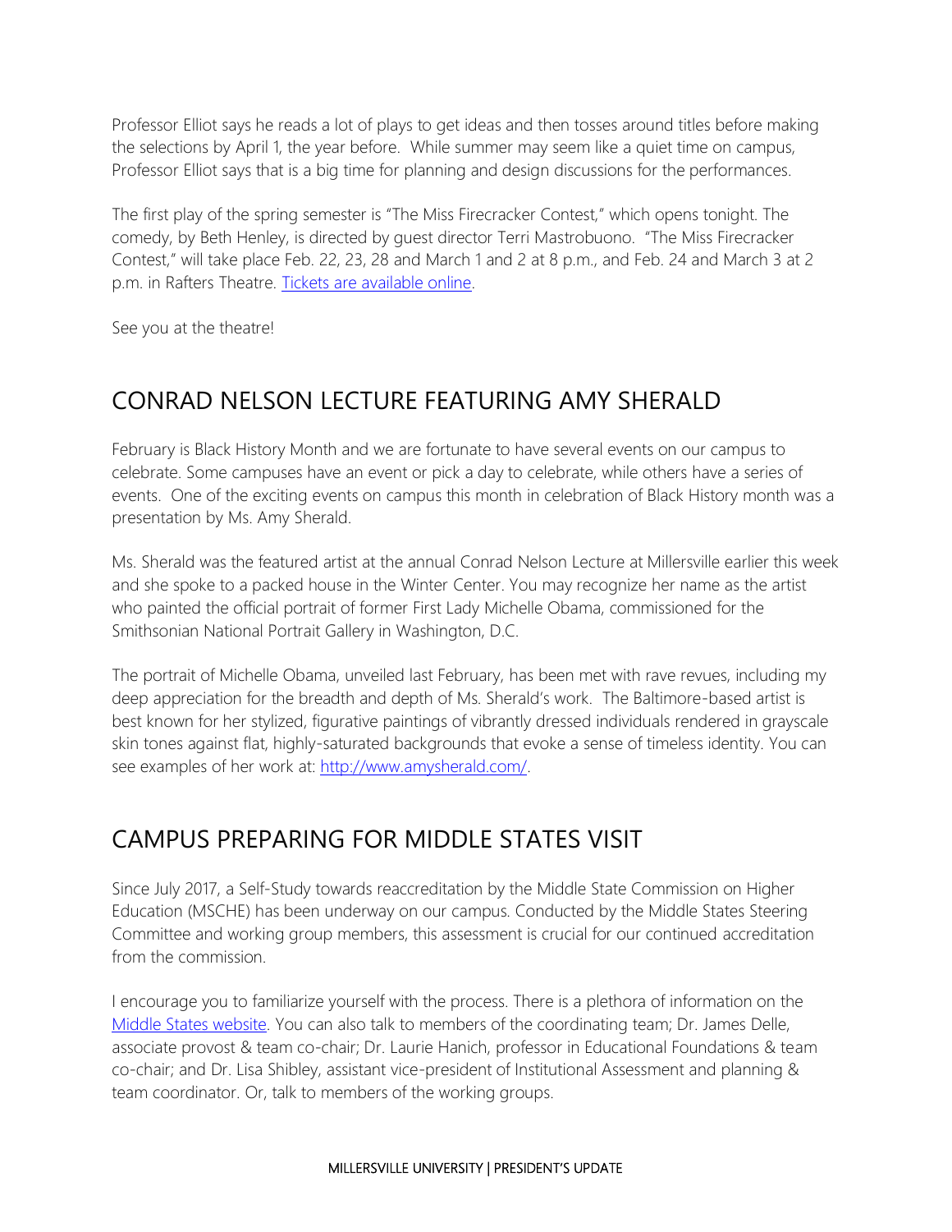Professor Elliot says he reads a lot of plays to get ideas and then tosses around titles before making the selections by April 1, the year before. While summer may seem like a quiet time on campus, Professor Elliot says that is a big time for planning and design discussions for the performances.

The first play of the spring semester is "The Miss Firecracker Contest," which opens tonight. The comedy, by Beth Henley, is directed by guest director Terri Mastrobuono. "The Miss Firecracker Contest," will take place Feb. 22, 23, 28 and March 1 and 2 at 8 p.m., and Feb. 24 and March 3 at 2 p.m. in Rafters Theatre. [Tickets are available online](#).

See you at the theatre!

## CONRAD NELSON LECTURE FEATURING AMY SHERALD

February is Black History Month and we are fortunate to have several events on our campus to celebrate. Some campuses have an event or pick a day to celebrate, while others have a series of events. One of the exciting events on campus this month in celebration of Black History month was a presentation by Ms. Amy Sherald.

Ms. Sherald was the featured artist at the annual Conrad Nelson Lecture at Millersville earlier this week and she spoke to a packed house in the Winter Center. You may recognize her name as the artist who painted the official portrait of former First Lady Michelle Obama, commissioned for the Smithsonian National Portrait Gallery in Washington, D.C.

The portrait of Michelle Obama, unveiled last February, has been met with rave revues, including my deep appreciation for the breadth and depth of Ms. Sherald's work. The Baltimore-based artist is best known for her stylized, figurative paintings of vibrantly dressed individuals rendered in grayscale skin tones against flat, highly-saturated backgrounds that evoke a sense of timeless identity. You can see examples of her work at: [http://www.amysherald.com/](http://www.amysherald.com/).

## CAMPUS PREPARING FOR MIDDLE STATES VISIT

Since July 2017, a Self-Study towards reaccreditation by the Middle State Commission on Higher Education (MSCHE) has been underway on our campus. Conducted by the Middle States Steering Committee and working group members, this assessment is crucial for our continued accreditation from the commission.

I encourage you to familiarize yourself with the process. There is a plethora of information on the [Middle States website](#). You can also talk to members of the coordinating team; Dr. James Delle, associate provost & team co-chair; Dr. Laurie Hanich, professor in Educational Foundations & team co-chair; and Dr. Lisa Shibley, assistant vice-president of Institutional Assessment and planning & team coordinator. Or, talk to members of the working groups.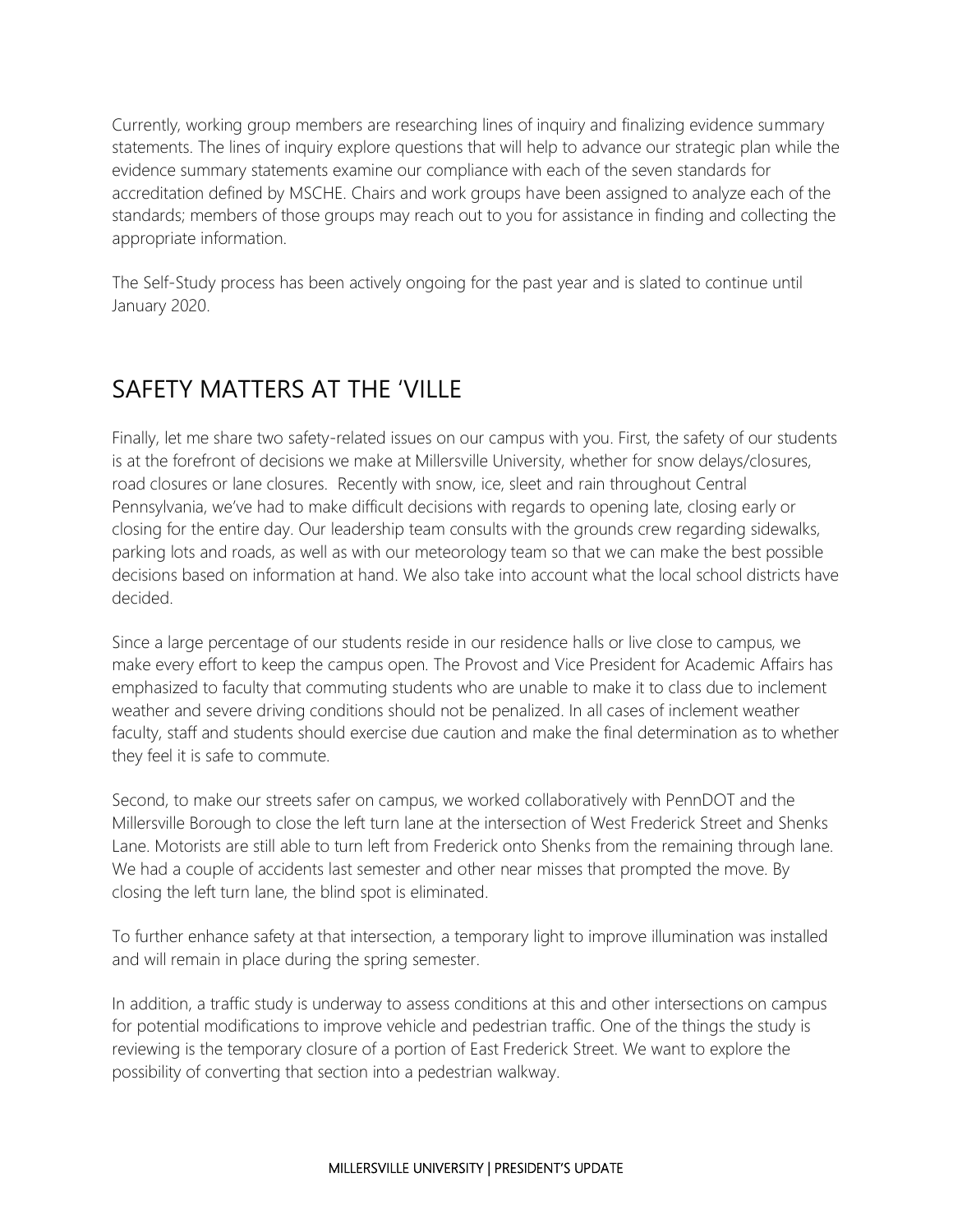Currently, working group members are researching lines of inquiry and finalizing evidence summary statements. The lines of inquiry explore questions that will help to advance our strategic plan while the evidence summary statements examine our compliance with each of the seven standards for accreditation defined by MSCHE. Chairs and work groups have been assigned to analyze each of the standards; members of those groups may reach out to you for assistance in finding and collecting the appropriate information.

The Self-Study process has been actively ongoing for the past year and is slated to continue until January 2020.

## SAFETY MATTERS AT THE 'VILLE

Finally, let me share two safety-related issues on our campus with you. First, the safety of our students is at the forefront of decisions we make at Millersville University, whether for snow delays/closures, road closures or lane closures. Recently with snow, ice, sleet and rain throughout Central Pennsylvania, we've had to make difficult decisions with regards to opening late, closing early or closing for the entire day. Our leadership team consults with the grounds crew regarding sidewalks, parking lots and roads, as well as with our meteorology team so that we can make the best possible decisions based on information at hand. We also take into account what the local school districts have decided.

Since a large percentage of our students reside in our residence halls or live close to campus, we make every effort to keep the campus open. The Provost and Vice President for Academic Affairs has emphasized to faculty that commuting students who are unable to make it to class due to inclement weather and severe driving conditions should not be penalized. In all cases of inclement weather faculty, staff and students should exercise due caution and make the final determination as to whether they feel it is safe to commute.

Second, to make our streets safer on campus, we worked collaboratively with PennDOT and the Millersville Borough to close the left turn lane at the intersection of West Frederick Street and Shenks Lane. Motorists are still able to turn left from Frederick onto Shenks from the remaining through lane. We had a couple of accidents last semester and other near misses that prompted the move. By closing the left turn lane, the blind spot is eliminated.

To further enhance safety at that intersection, a temporary light to improve illumination was installed and will remain in place during the spring semester.

In addition, a traffic study is underway to assess conditions at this and other intersections on campus for potential modifications to improve vehicle and pedestrian traffic. One of the things the study is reviewing is the temporary closure of a portion of East Frederick Street. We want to explore the possibility of converting that section into a pedestrian walkway.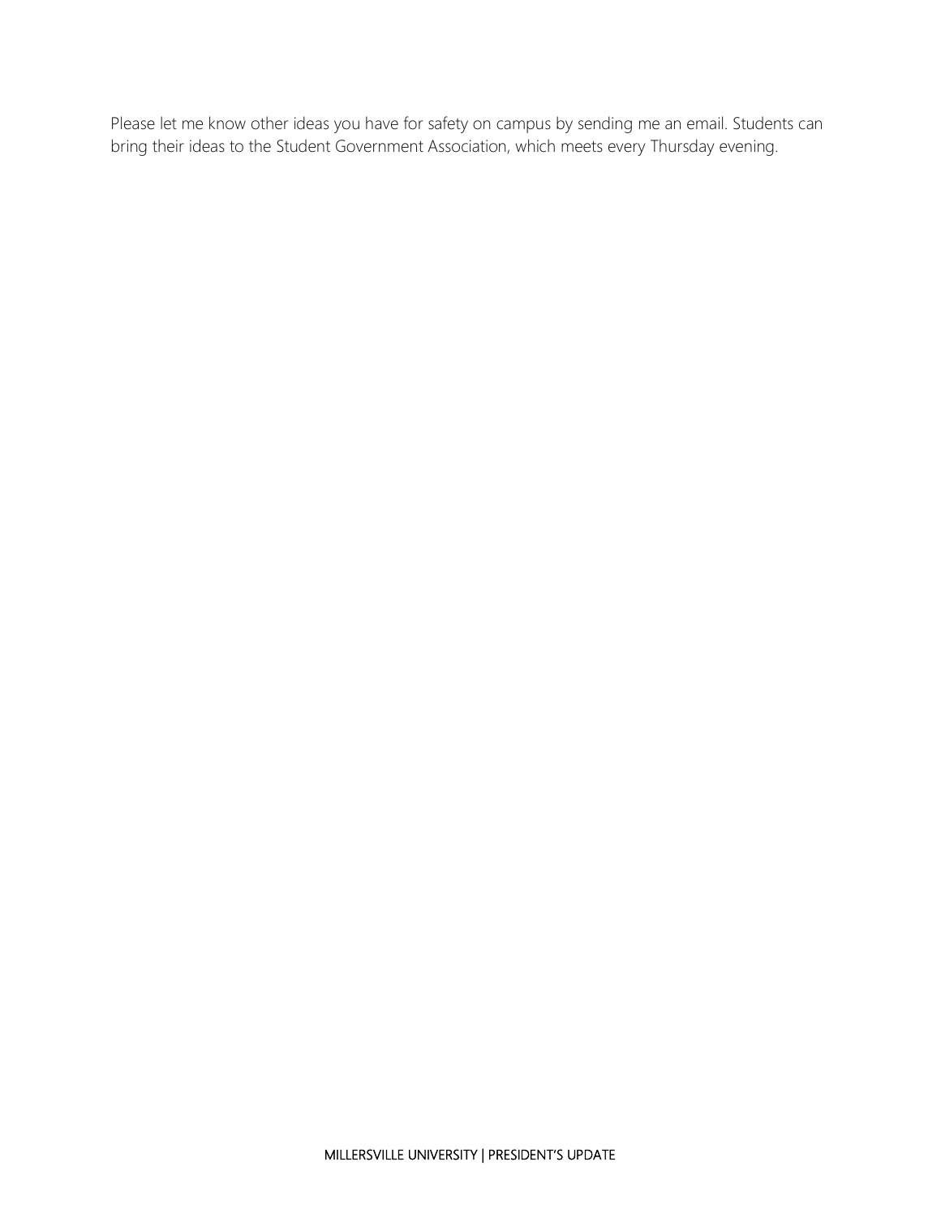Please let me know other ideas you have for safety on campus by sending me an email. Students can bring their ideas to the Student Government Association, which meets every Thursday evening.